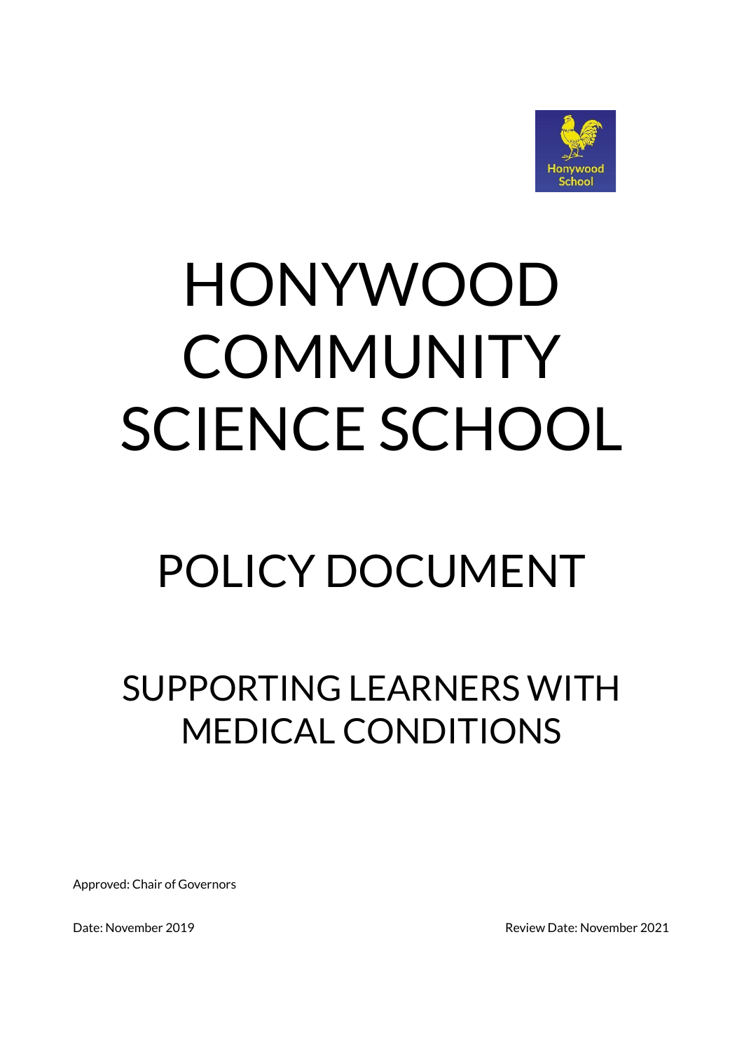# HONYWOOD COMMUNITY SCIENCE SCHOOL

## POLICY DOCUMENT

## SUPPORTING LEARNERS WITH MEDICAL CONDITIONS

Approved: Chair of Governors

Date: November 2019

Review Date: November 2021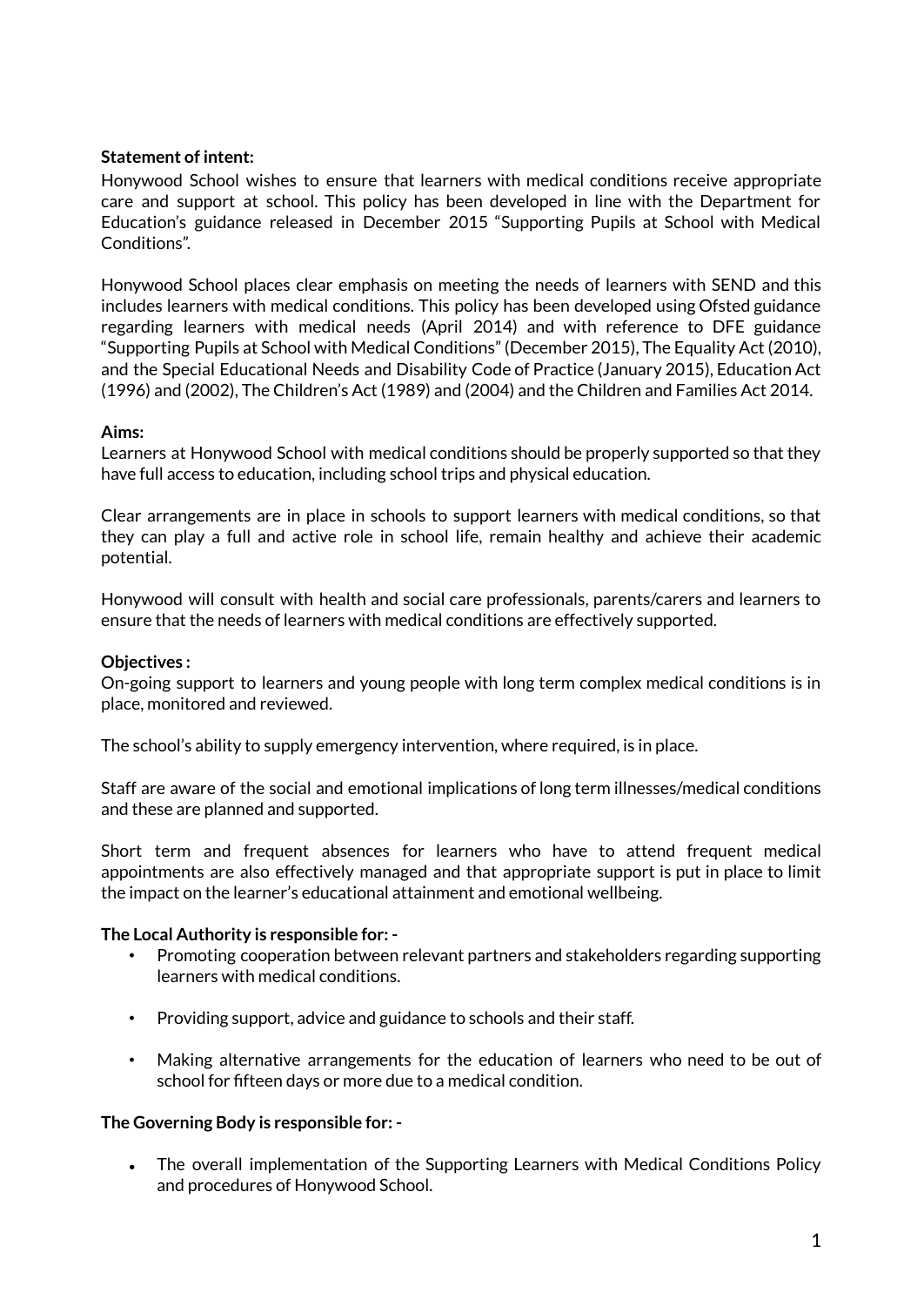**Statement of intent:**

Honywood School wishes to ensure that learners with medical conditions receive appropriate care and support at school. This policy has been developed in line with the Department for Education's guidance released in December 2015 "Supporting Pupils at School with Medical Conditions".

Honywood School places clear emphasis on meeting the needs of learners with SEND and this includes learners with medical conditions. This policy has been developed using Ofsted guidance regarding learners with medical needs (April 2014) and with reference to DFE guidance "Supporting Pupils at School with Medical Conditions" (December 2015), The Equality Act (2010), and the Special Educational Needs and Disability Code of Practice (January 2015), Education Act (1996) and (2002), The Children's Act (1989) and (2004) and the Children and Families Act 2014.

**Aims:**

Learners at Honywood School with medical conditions should be properly supported so that they have full access to education, including school trips and physical education.

Clear arrangements are in place in schools to support learners with medical conditions, so that they can play a full and active role in school life, remain healthy and achieve their academic potential.

Honywood will consult with health and social care professionals, parents/carers and learners to ensure that the needs of learners with medical conditions are effectively supported.

**Objectives :**

On-going support to learners and young people with long term complex medical conditions is in place, monitored and reviewed.

The school's ability to supply emergency intervention, where required, is in place.

Staff are aware of the social and emotional implications of long term illnesses/medical conditions and these are planned and supported.

Short term and frequent absences for learners who have to attend frequent medical appointments are also effectively managed and that appropriate support is put in place to limit the impact on the learner's educational attainment and emotional wellbeing.

**The Local Authority is responsible for: -**

- Promoting cooperation between relevant partners and stakeholders regarding supporting learners with medical conditions.
- Providing support, advice and guidance to schools and their staff.
- Making alternative arrangements for the education of learners who need to be out of school for fifteen days or more due to a medical condition.

**The Governing Body is responsible for: -**

- The overall implementation of the Supporting Learners with Medical Conditions Policy and procedures of Honywood School.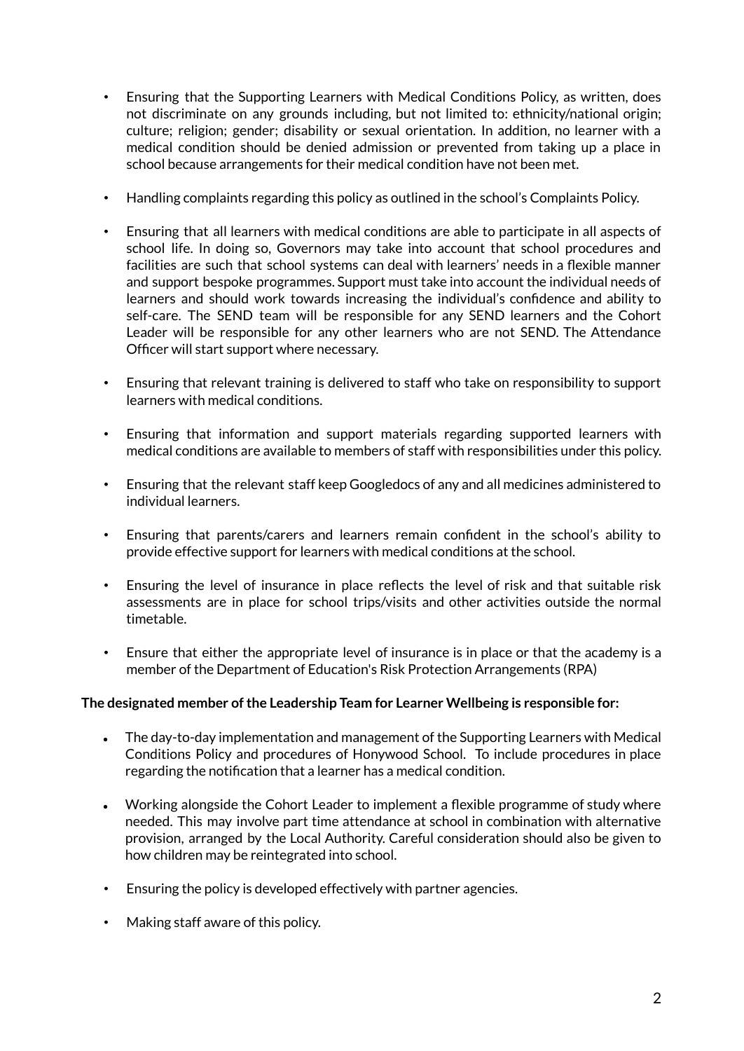- Ensuring that the Supporting Learners with Medical Conditions Policy, as written, does not discriminate on any grounds including, but not limited to: ethnicity/national origin; culture; religion; gender; disability or sexual orientation. In addition, no learner with a medical condition should be denied admission or prevented from taking up a place in school because arrangements for their medical condition have not been met.

- Handling complaints regarding this policy as outlined in the school's Complaints Policy.

- Ensuring that all learners with medical conditions are able to participate in all aspects of school life. In doing so, Governors may take into account that school procedures and facilities are such that school systems can deal with learners' needs in a flexible manner and support bespoke programmes. Support must take into account the individual needs of learners and should work towards increasing the individual's confidence and ability to self-care. The SEND team will be responsible for any SEND learners and the Cohort Leader will be responsible for any other learners who are not SEND. The Attendance Officer will start support where necessary.

- Ensuring that relevant training is delivered to staff who take on responsibility to support learners with medical conditions.

- Ensuring that information and support materials regarding supported learners with medical conditions are available to members of staff with responsibilities under this policy.

- Ensuring that the relevant staff keep Googledocs of any and all medicines administered to individual learners.

- Ensuring that parents/carers and learners remain confident in the school's ability to provide effective support for learners with medical conditions at the school.

- Ensuring the level of insurance in place reflects the level of risk and that suitable risk assessments are in place for school trips/visits and other activities outside the normal timetable.

- Ensure that either the appropriate level of insurance is in place or that the academy is a member of the Department of Education's Risk Protection Arrangements (RPA)

**The designated member of the Leadership Team for Learner Wellbeing is responsible for:**

- The day-to-day implementation and management of the Supporting Learners with Medical Conditions Policy and procedures of Honywood School. To include procedures in place regarding the notification that a learner has a medical condition.

- Working alongside the Cohort Leader to implement a flexible programme of study where needed. This may involve part time attendance at school in combination with alternative provision, arranged by the Local Authority. Careful consideration should also be given to how children may be reintegrated into school.

- Ensuring the policy is developed effectively with partner agencies.

- Making staff aware of this policy.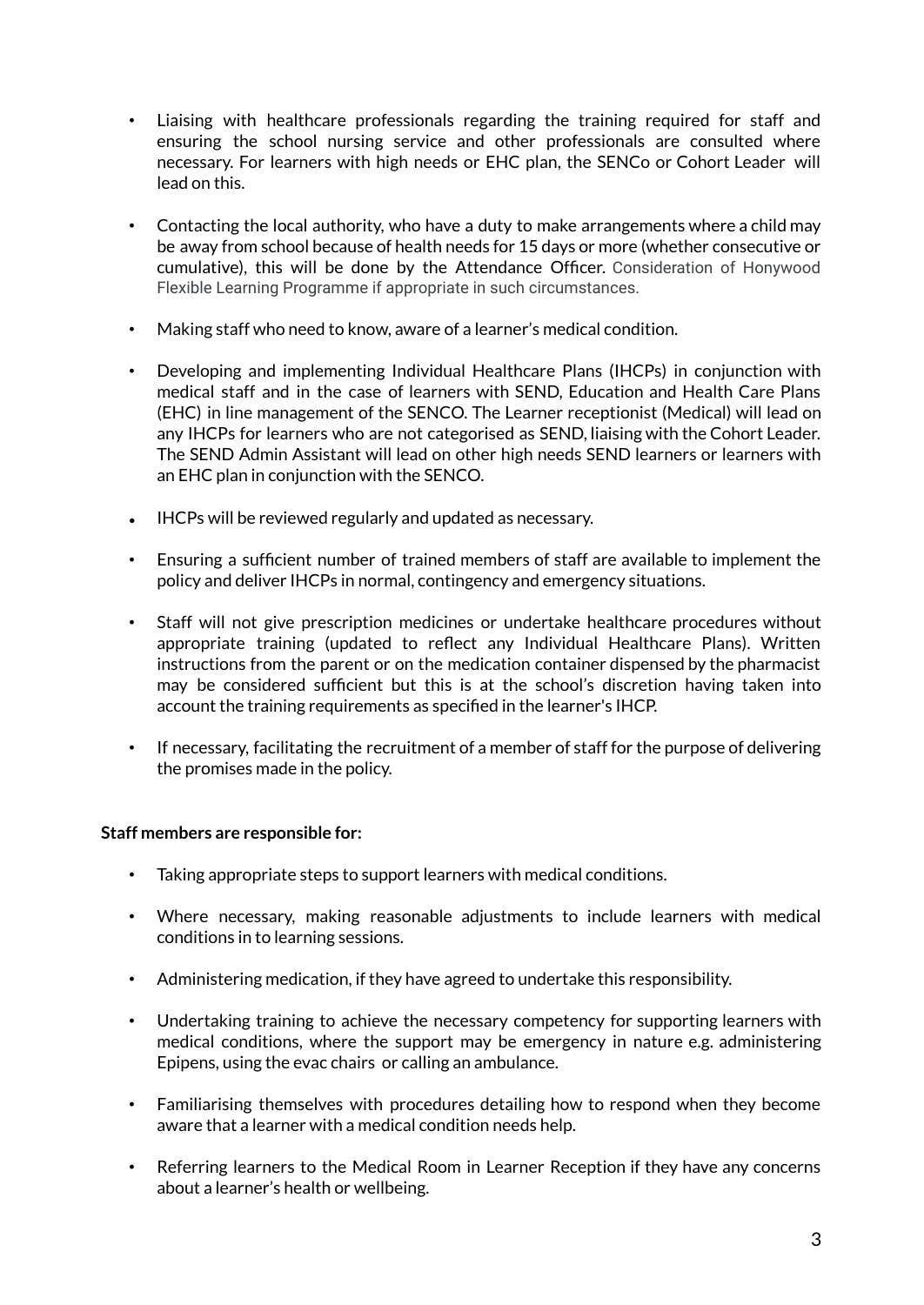- Liaising with healthcare professionals regarding the training required for staff and ensuring the school nursing service and other professionals are consulted where necessary. For learners with high needs or EHC plan, the SENCo or Cohort Leader will lead on this.

- Contacting the local authority, who have a duty to make arrangements where a child may be away from school because of health needs for 15 days or more (whether consecutive or cumulative), this will be done by the Attendance Officer. Consideration of Honywood Flexible Learning Programme if appropriate in such circumstances.

- Making staff who need to know, aware of a learner's medical condition.

- Developing and implementing Individual Healthcare Plans (IHCPs) in conjunction with medical staff and in the case of learners with SEND, Education and Health Care Plans (EHC) in line management of the SENCO. The Learner receptionist (Medical) will lead on any IHCPs for learners who are not categorised as SEND, liaising with the Cohort Leader. The SEND Admin Assistant will lead on other high needs SEND learners or learners with an EHC plan in conjunction with the SENCO.

- IHCPs will be reviewed regularly and updated as necessary.

- Ensuring a sufficient number of trained members of staff are available to implement the policy and deliver IHCPs in normal, contingency and emergency situations.

- Staff will not give prescription medicines or undertake healthcare procedures without appropriate training (updated to reflect any Individual Healthcare Plans). Written instructions from the parent or on the medication container dispensed by the pharmacist may be considered sufficient but this is at the school's discretion having taken into account the training requirements as specified in the learner's IHCP.

- If necessary, facilitating the recruitment of a member of staff for the purpose of delivering the promises made in the policy.

**Staff members are responsible for:**

- Taking appropriate steps to support learners with medical conditions.

- Where necessary, making reasonable adjustments to include learners with medical conditions in to learning sessions.

- Administering medication, if they have agreed to undertake this responsibility.

- Undertaking training to achieve the necessary competency for supporting learners with medical conditions, where the support may be emergency in nature e.g. administering Epipens, using the evac chairs or calling an ambulance.

- Familiarising themselves with procedures detailing how to respond when they become aware that a learner with a medical condition needs help.

- Referring learners to the Medical Room in Learner Reception if they have any concerns about a learner's health or wellbeing.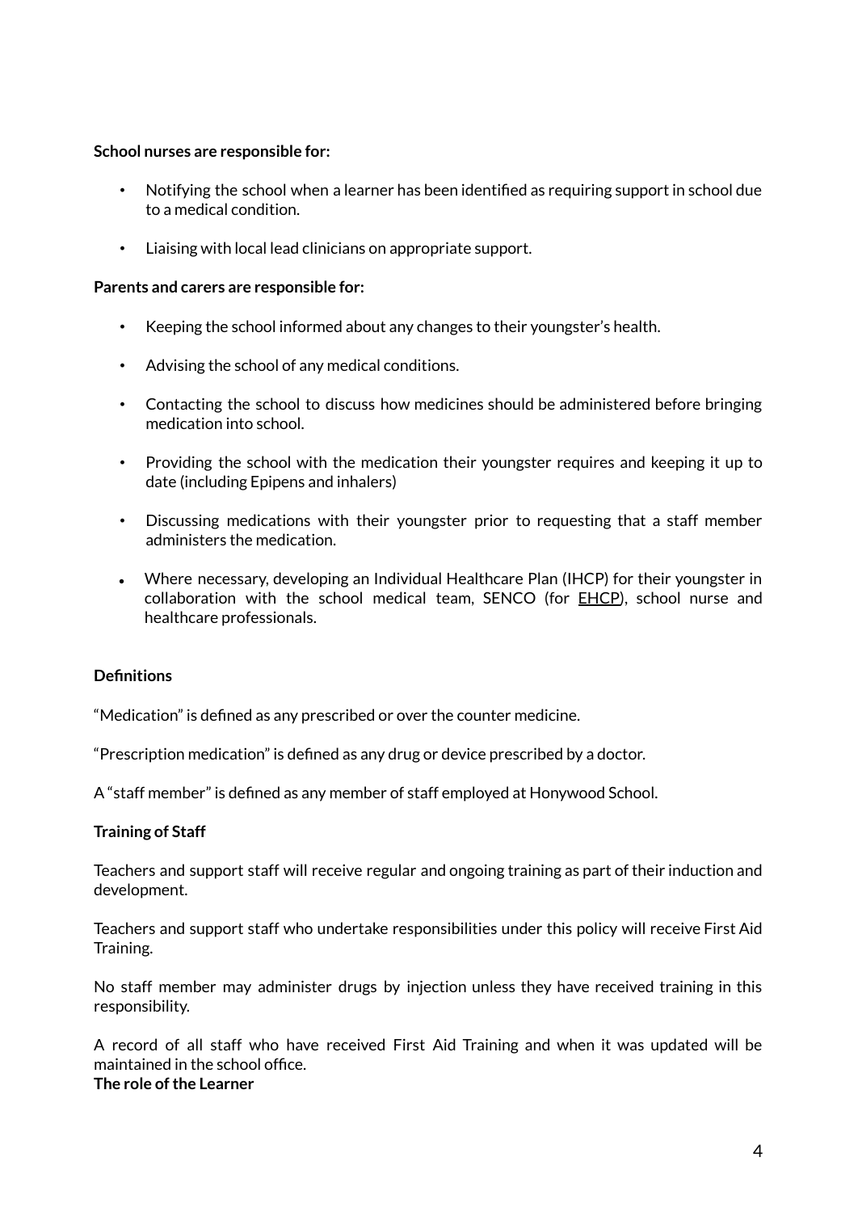**School nurses are responsible for:**

- Notifying the school when a learner has been identified as requiring support in school due to a medical condition.
- Liaising with local lead clinicians on appropriate support.

**Parents and carers are responsible for:**

- Keeping the school informed about any changes to their youngster's health.
- Advising the school of any medical conditions.
- Contacting the school to discuss how medicines should be administered before bringing medication into school.
- Providing the school with the medication their youngster requires and keeping it up to date (including Epipens and inhalers)
- Discussing medications with their youngster prior to requesting that a staff member administers the medication.
- Where necessary, developing an Individual Healthcare Plan (IHCP) for their youngster in collaboration with the school medical team, SENCO (for EHCP), school nurse and healthcare professionals.

**Definitions**

"Medication" is defined as any prescribed or over the counter medicine.

"Prescription medication" is defined as any drug or device prescribed by a doctor.

A "staff member" is defined as any member of staff employed at Honywood School.

**Training of Staff**

Teachers and support staff will receive regular and ongoing training as part of their induction and development.

Teachers and support staff who undertake responsibilities under this policy will receive First Aid Training.

No staff member may administer drugs by injection unless they have received training in this responsibility.

A record of all staff who have received First Aid Training and when it was updated will be maintained in the school office.

**The role of the Learner**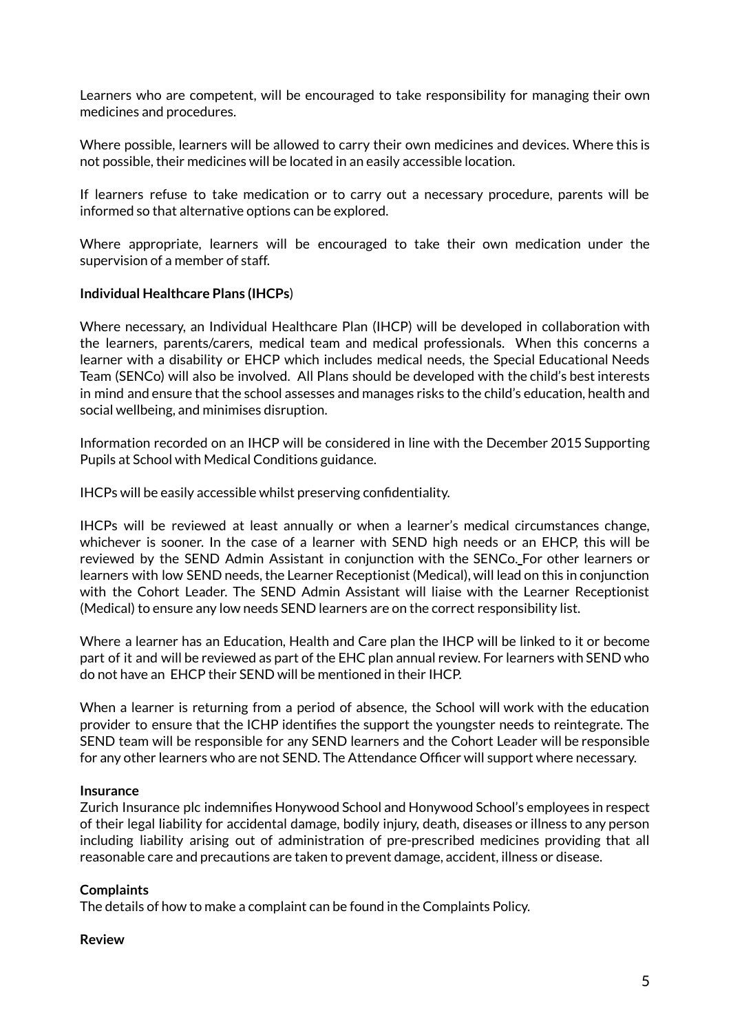Learners who are competent, will be encouraged to take responsibility for managing their own medicines and procedures.

Where possible, learners will be allowed to carry their own medicines and devices. Where this is not possible, their medicines will be located in an easily accessible location.

If learners refuse to take medication or to carry out a necessary procedure, parents will be informed so that alternative options can be explored.

Where appropriate, learners will be encouraged to take their own medication under the supervision of a member of staff.

**Individual Healthcare Plans (IHCPs**)

Where necessary, an Individual Healthcare Plan (IHCP) will be developed in collaboration with the learners, parents/carers, medical team and medical professionals. When this concerns a learner with a disability or EHCP which includes medical needs, the Special Educational Needs Team (SENCo) will also be involved. All Plans should be developed with the child's best interests in mind and ensure that the school assesses and manages risks to the child's education, health and social wellbeing, and minimises disruption.

Information recorded on an IHCP will be considered in line with the December 2015 Supporting Pupils at School with Medical Conditions guidance.

IHCPs will be easily accessible whilst preserving confidentiality.

IHCPs will be reviewed at least annually or when a learner's medical circumstances change, whichever is sooner. In the case of a learner with SEND high needs or an EHCP, this will be reviewed by the SEND Admin Assistant in conjunction with the SENCo. For other learners or learners with low SEND needs, the Learner Receptionist (Medical), will lead on this in conjunction with the Cohort Leader. The SEND Admin Assistant will liaise with the Learner Receptionist (Medical) to ensure any low needs SEND learners are on the correct responsibility list.

Where a learner has an Education, Health and Care plan the IHCP will be linked to it or become part of it and will be reviewed as part of the EHC plan annual review. For learners with SEND who do not have an EHCP their SEND will be mentioned in their IHCP.

When a learner is returning from a period of absence, the School will work with the education provider to ensure that the ICHP identifies the support the youngster needs to reintegrate. The SEND team will be responsible for any SEND learners and the Cohort Leader will be responsible for any other learners who are not SEND. The Attendance Officer will support where necessary.

**Insurance**

Zurich Insurance plc indemnifies Honywood School and Honywood School's employees in respect of their legal liability for accidental damage, bodily injury, death, diseases or illness to any person including liability arising out of administration of pre-prescribed medicines providing that all reasonable care and precautions are taken to prevent damage, accident, illness or disease.

**Complaints**

The details of how to make a complaint can be found in the Complaints Policy.

**Review**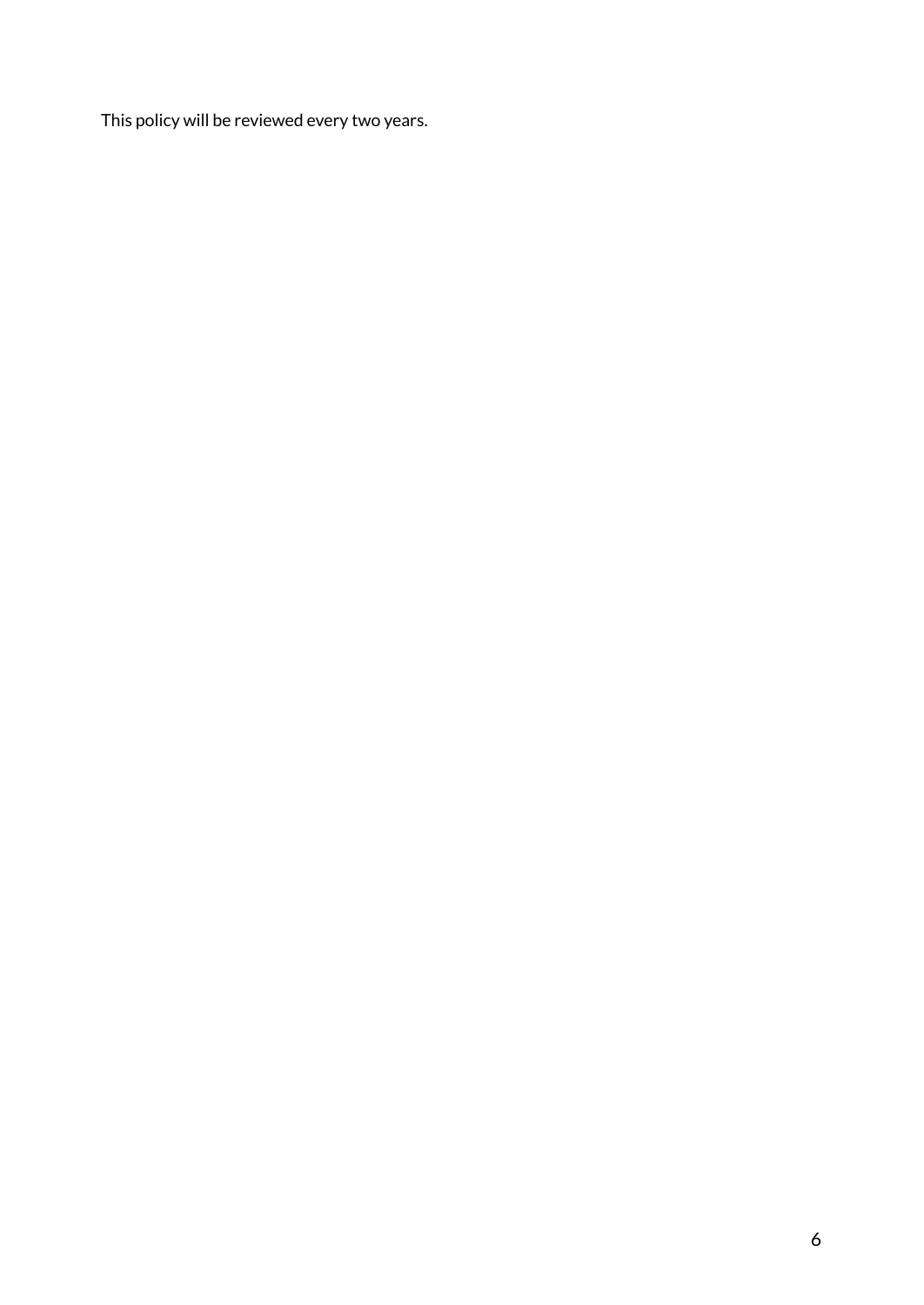This policy will be reviewed every two years.